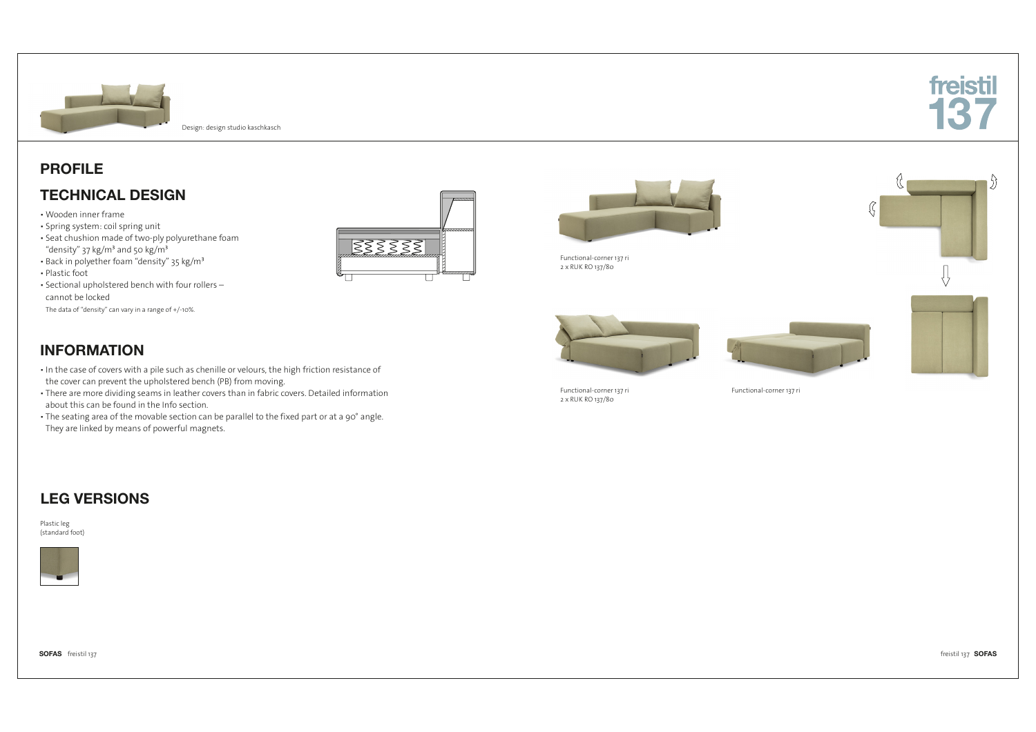Design: design studio kaschkasch

**freistil 137**

## PROFILE

## TECHNICAL DESIGN

- Wooden inner frame
- Spring system: coil spring unit
- Seat chushion made of two-ply polyurethane foam "density" 37 kg/m³ and 50 kg/m³
- Back in polyether foam "density" 35 kg/m³
- Plastic foot
- Sectional upholstered bench with four rollers – cannot be locked

The data of "density" can vary in a range of +/-10%.

## INFORMATION

- In the case of covers with a pile such as chenille or velours, the high friction resistance of the cover can prevent the upholstered bench (PB) from moving.
- There are more dividing seams in leather covers than in fabric covers. Detailed information about this can be found in the Info section.
- The seating area of the movable section can be parallel to the fixed part or at a 90° angle. They are linked by means of powerful magnets.

Functional-corner 137 ri
2 x RUK RO 137/80

Functional-corner 137 ri
2 x RUK RO 137/80

Functional-corner 137 ri

## LEG VERSIONS

Plastic leg
(standard foot)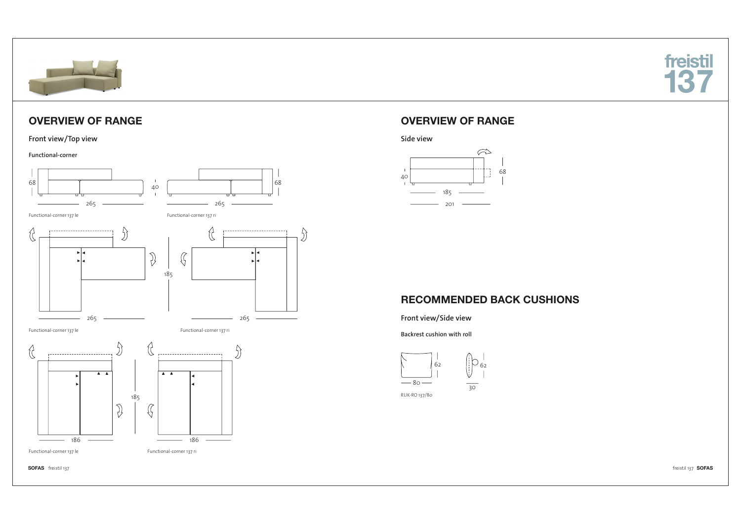freistil 137

## OVERVIEW OF RANGE

### Front view/Top view

**Functional-corner**

68
40
68
265
265

Functional-corner 137 le

Functional-corner 137 ri

185
265
265

Functional-corner 137 le

Functional-corner 137 ri

185
186
186

Functional-corner 137 le

Functional-corner 137 ri

## OVERVIEW OF RANGE

### Side view

40
68
185
201

## RECOMMENDED BACK CUSHIONS

### Front view/Side view

**Backrest cushion with roll**

62
62
80
30

RUK-RO 137/80